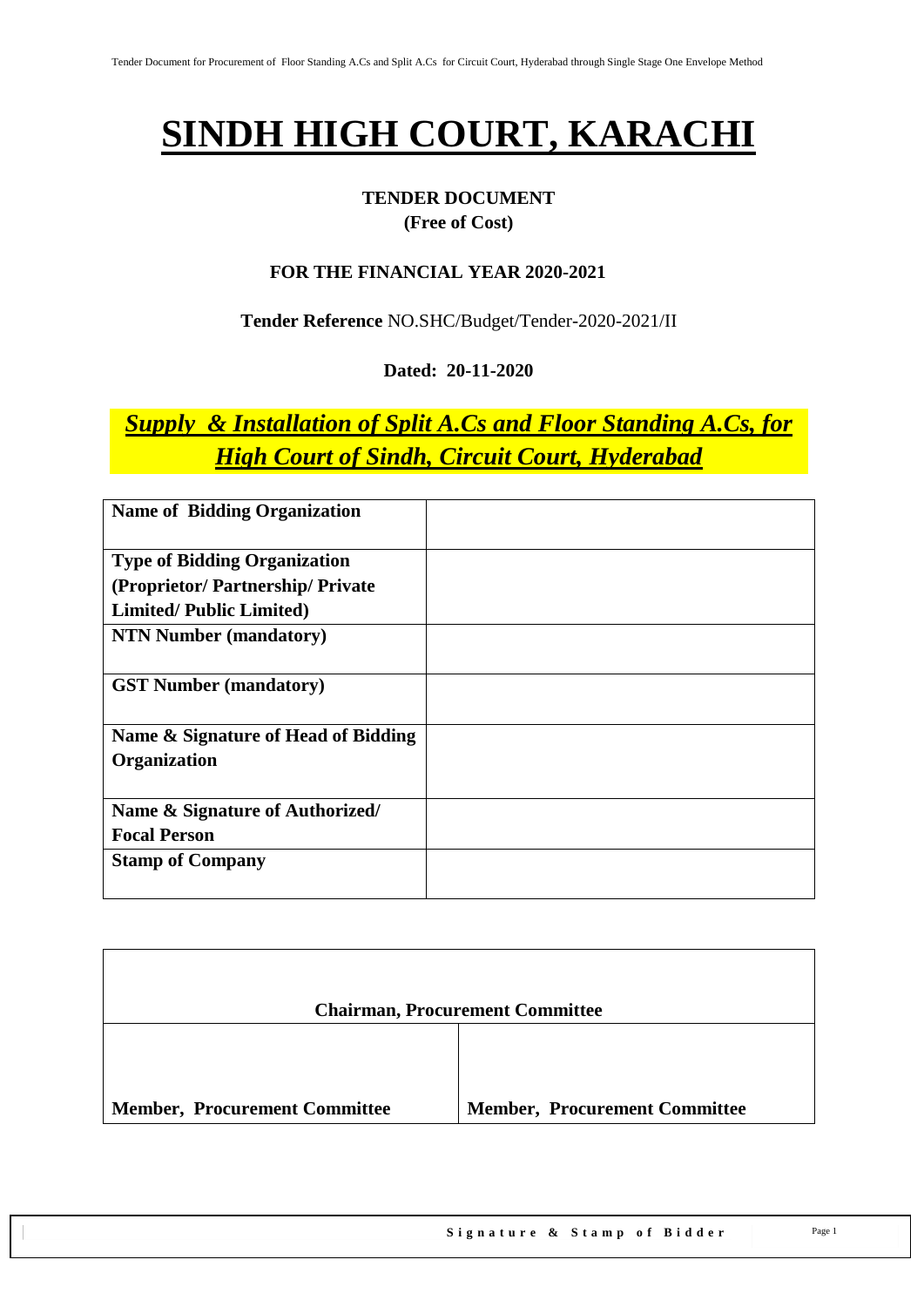# SINDH HIGH COURT, KARACHI

**TENDER DOCUMENT**
**(Free of Cost)**

**FOR THE FINANCIAL YEAR 2020-2021**

**Tender Reference** NO.SHC/Budget/Tender-2020-2021/II

**Dated: 20-11-2020**

***Supply & Installation of Split A.Cs and Floor Standing A.Cs, for High Court of Sindh, Circuit Court, Hyderabad***

| | |
|---|---|
| **Name of Bidding Organization** | |
| **Type of Bidding Organization (Proprietor/ Partnership/ Private Limited/ Public Limited)** | |
| **NTN Number (mandatory)** | |
| **GST Number (mandatory)** | |
| **Name & Signature of Head of Bidding Organization** | |
| **Name & Signature of Authorized/ Focal Person** | |
| **Stamp of Company** | |

| **Chairman, Procurement Committee** | |
|---|---|
| **Member, Procurement Committee** | **Member, Procurement Committee** |

**Signature & Stamp of Bidder**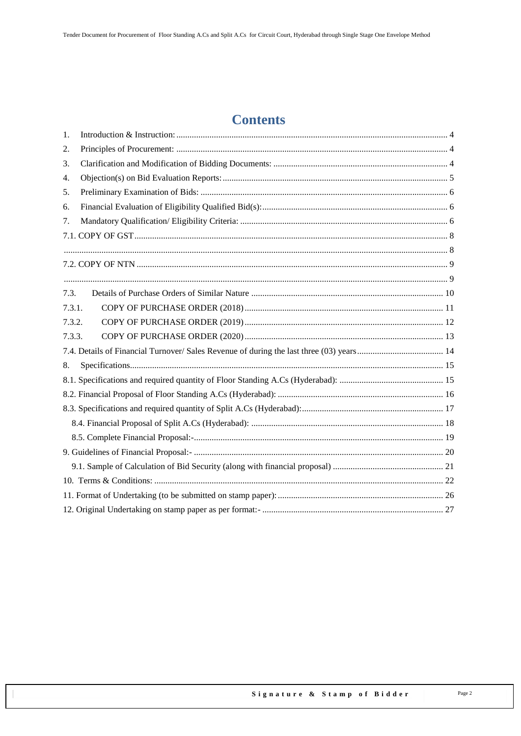# Contents

1. Introduction & Instruction: 4
2. Principles of Procurement: 4
3. Clarification and Modification of Bidding Documents: 4
4. Objection(s) on Bid Evaluation Reports: 5
5. Preliminary Examination of Bids: 6
6. Financial Evaluation of Eligibility Qualified Bid(s): 6
7. Mandatory Qualification/ Eligibility Criteria: 6

7.1. COPY OF GST 8

........ 8

7.2. COPY OF NTN 9

........ 9

7.3. Details of Purchase Orders of Similar Nature 10

7.3.1. COPY OF PURCHASE ORDER (2018) 11

7.3.2. COPY OF PURCHASE ORDER (2019) 12

7.3.3. COPY OF PURCHASE ORDER (2020) 13

7.4. Details of Financial Turnover/ Sales Revenue of during the last three (03) years 14

8. Specifications 15

8.1. Specifications and required quantity of Floor Standing A.Cs (Hyderabad): 15

8.2. Financial Proposal of Floor Standing A.Cs (Hyderabad): 16

8.3. Specifications and required quantity of Split A.Cs (Hyderabad): 17

8.4. Financial Proposal of Split A.Cs (Hyderabad): 18

8.5. Complete Financial Proposal:- 19

9. Guidelines of Financial Proposal:- 20

9.1. Sample of Calculation of Bid Security (along with financial proposal) 21

10. Terms & Conditions: 22

11. Format of Undertaking (to be submitted on stamp paper): 26

12. Original Undertaking on stamp paper as per format:- 27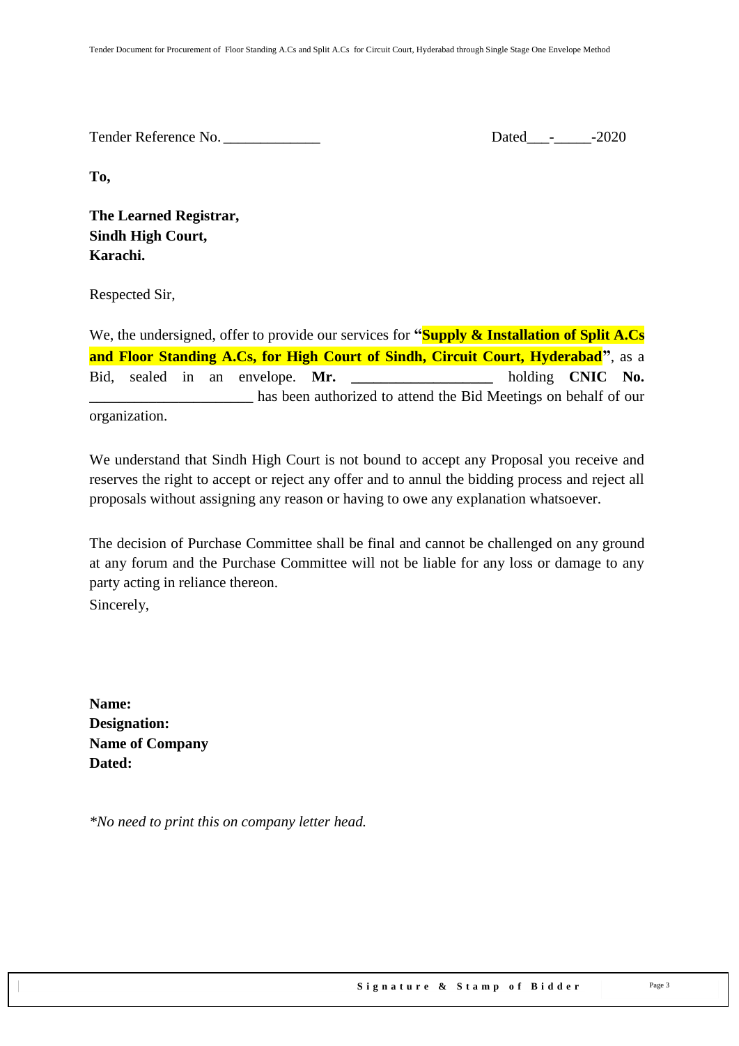Tender Reference No. _____________ Dated___-_____-2020

**To,**

**The Learned Registrar,**
**Sindh High Court,**
**Karachi.**

Respected Sir,

We, the undersigned, offer to provide our services for **"Supply & Installation of Split A.Cs and Floor Standing A.Cs, for High Court of Sindh, Circuit Court, Hyderabad"**, as a Bid, sealed in an envelope. **Mr. ___________________** holding **CNIC No. ______________________** has been authorized to attend the Bid Meetings on behalf of our organization.

We understand that Sindh High Court is not bound to accept any Proposal you receive and reserves the right to accept or reject any offer and to annul the bidding process and reject all proposals without assigning any reason or having to owe any explanation whatsoever.

The decision of Purchase Committee shall be final and cannot be challenged on any ground at any forum and the Purchase Committee will not be liable for any loss or damage to any party acting in reliance thereon.

Sincerely,

**Name:**
**Designation:**
**Name of Company**
**Dated:**

*\*No need to print this on company letter head.*

**Signature & Stamp of Bidder**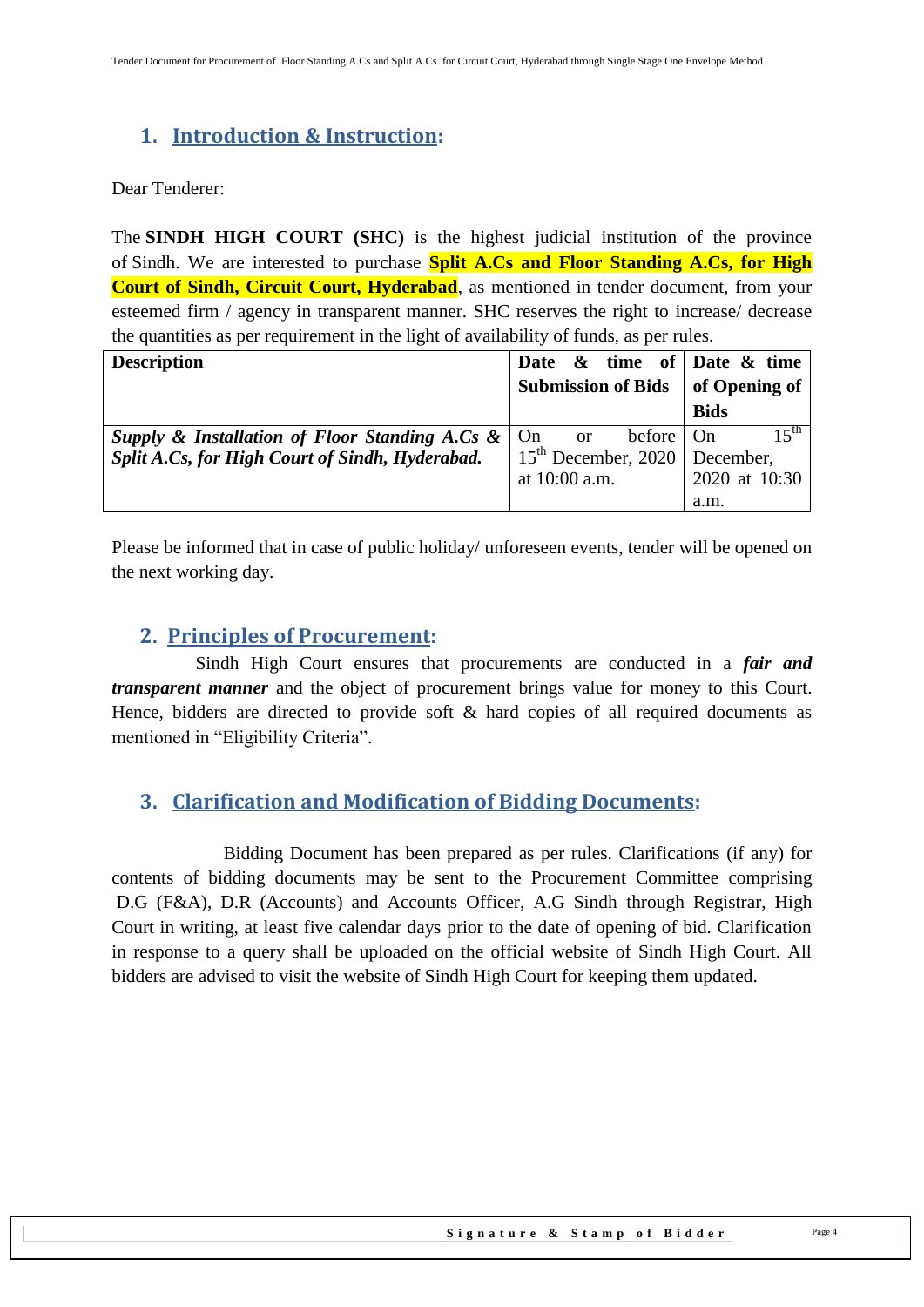## 1. Introduction & Instruction:

Dear Tenderer:

The **SINDH HIGH COURT (SHC)** is the highest judicial institution of the province of Sindh. We are interested to purchase **Split A.Cs and Floor Standing A.Cs, for High Court of Sindh, Circuit Court, Hyderabad**, as mentioned in tender document, from your esteemed firm / agency in transparent manner. SHC reserves the right to increase/ decrease the quantities as per requirement in the light of availability of funds, as per rules.

| **Description** | **Date & time of Submission of Bids** | **Date & time of Opening of Bids** |
|---|---|---|
| ***Supply & Installation of Floor Standing A.Cs & Split A.Cs, for High Court of Sindh, Hyderabad.*** | On or before 15th December, 2020 at 10:00 a.m. | On 15th December, 2020 at 10:30 a.m. |

Please be informed that in case of public holiday/ unforeseen events, tender will be opened on the next working day.

## 2. Principles of Procurement:

Sindh High Court ensures that procurements are conducted in a ***fair and transparent manner*** and the object of procurement brings value for money to this Court. Hence, bidders are directed to provide soft & hard copies of all required documents as mentioned in "Eligibility Criteria".

## 3. Clarification and Modification of Bidding Documents:

Bidding Document has been prepared as per rules. Clarifications (if any) for contents of bidding documents may be sent to the Procurement Committee comprising D.G (F&A), D.R (Accounts) and Accounts Officer, A.G Sindh through Registrar, High Court in writing, at least five calendar days prior to the date of opening of bid. Clarification in response to a query shall be uploaded on the official website of Sindh High Court. All bidders are advised to visit the website of Sindh High Court for keeping them updated.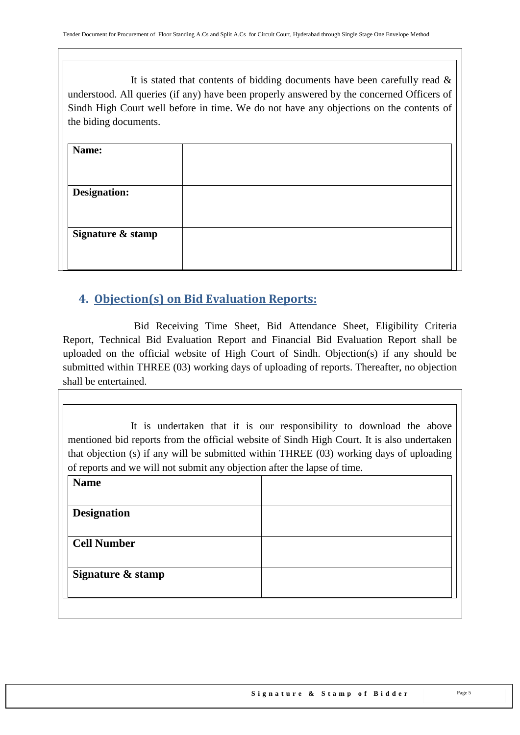It is stated that contents of bidding documents have been carefully read & understood. All queries (if any) have been properly answered by the concerned Officers of Sindh High Court well before in time. We do not have any objections on the contents of the biding documents.

| **Name:** | |
|---|---|
| **Designation:** | |
| **Signature & stamp** | |

## 4. Objection(s) on Bid Evaluation Reports:

Bid Receiving Time Sheet, Bid Attendance Sheet, Eligibility Criteria Report, Technical Bid Evaluation Report and Financial Bid Evaluation Report shall be uploaded on the official website of High Court of Sindh. Objection(s) if any should be submitted within THREE (03) working days of uploading of reports. Thereafter, no objection shall be entertained.

It is undertaken that it is our responsibility to download the above mentioned bid reports from the official website of Sindh High Court. It is also undertaken that objection (s) if any will be submitted within THREE (03) working days of uploading of reports and we will not submit any objection after the lapse of time.

| **Name** | |
|---|---|
| **Designation** | |
| **Cell Number** | |
| **Signature & stamp** | |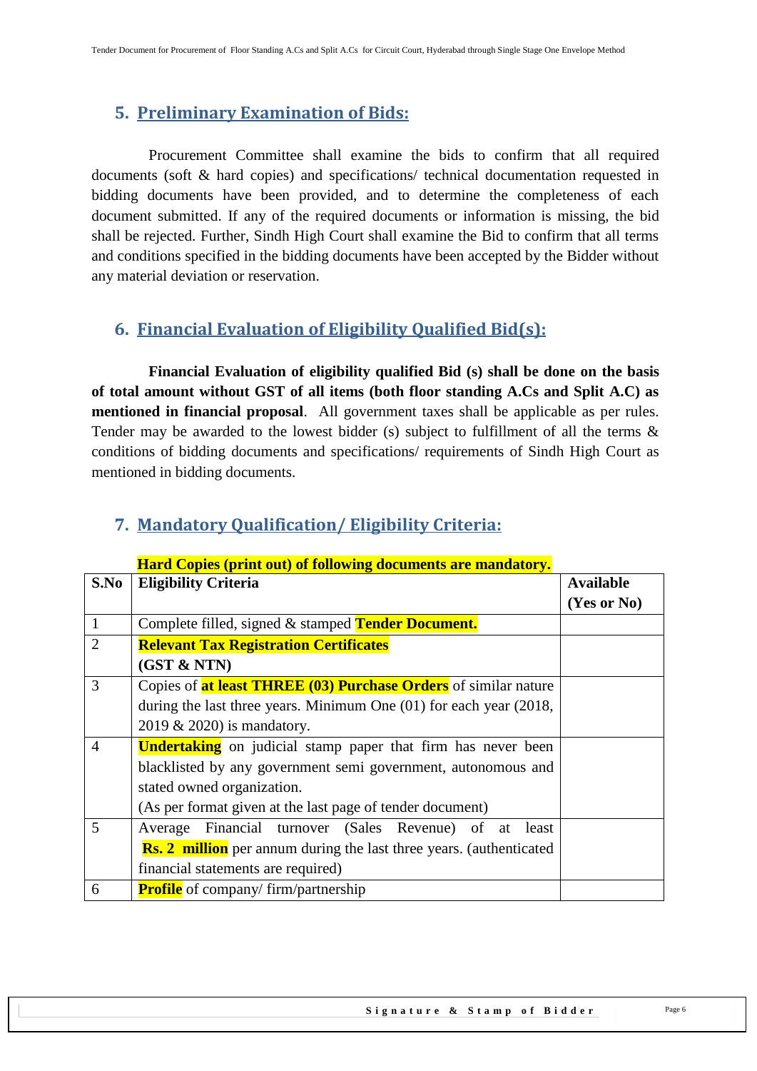## 5. Preliminary Examination of Bids:

Procurement Committee shall examine the bids to confirm that all required documents (soft & hard copies) and specifications/ technical documentation requested in bidding documents have been provided, and to determine the completeness of each document submitted. If any of the required documents or information is missing, the bid shall be rejected. Further, Sindh High Court shall examine the Bid to confirm that all terms and conditions specified in the bidding documents have been accepted by the Bidder without any material deviation or reservation.

## 6. Financial Evaluation of Eligibility Qualified Bid(s):

**Financial Evaluation of eligibility qualified Bid (s) shall be done on the basis of total amount without GST of all items (both floor standing A.Cs and Split A.C) as mentioned in financial proposal**. All government taxes shall be applicable as per rules. Tender may be awarded to the lowest bidder (s) subject to fulfillment of all the terms & conditions of bidding documents and specifications/ requirements of Sindh High Court as mentioned in bidding documents.

## 7. Mandatory Qualification/ Eligibility Criteria:

**Hard Copies (print out) of following documents are mandatory.**

| S.No | Eligibility Criteria | Available (Yes or No) |
|---|---|---|
| 1 | Complete filled, signed & stamped **Tender Document.** | |
| 2 | **Relevant Tax Registration Certificates (GST & NTN)** | |
| 3 | Copies of **at least THREE (03) Purchase Orders** of similar nature during the last three years. Minimum One (01) for each year (2018, 2019 & 2020) is mandatory. | |
| 4 | **Undertaking** on judicial stamp paper that firm has never been blacklisted by any government semi government, autonomous and stated owned organization. (As per format given at the last page of tender document) | |
| 5 | Average Financial turnover (Sales Revenue) of at least **Rs. 2 million** per annum during the last three years. (authenticated financial statements are required) | |
| 6 | **Profile** of company/ firm/partnership | |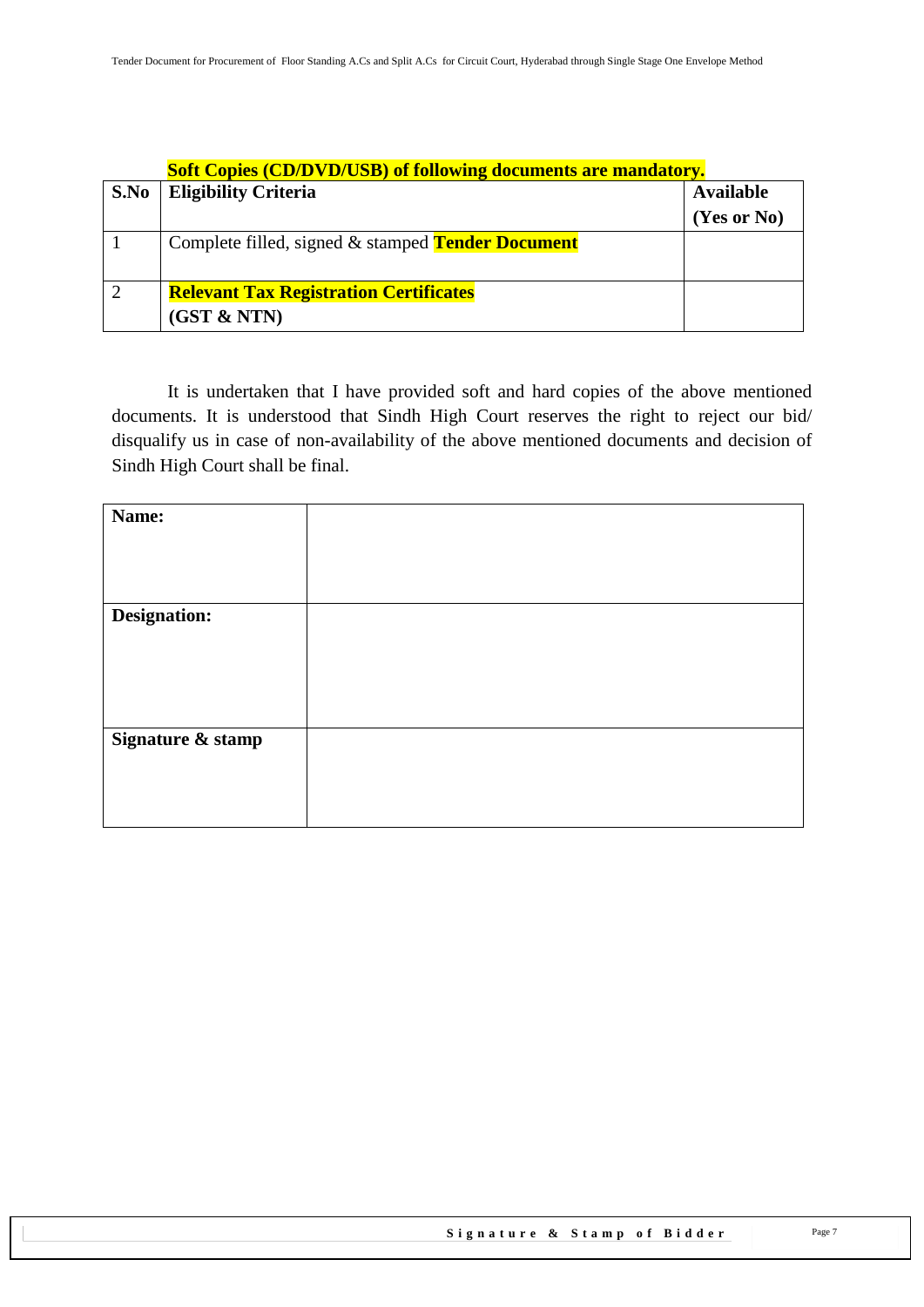**Soft Copies (CD/DVD/USB) of following documents are mandatory.**

| S.No | Eligibility Criteria | Available (Yes or No) |
|---|---|---|
| 1 | Complete filled, signed & stamped **Tender Document** | |
| 2 | **Relevant Tax Registration Certificates (GST & NTN)** | |

It is undertaken that I have provided soft and hard copies of the above mentioned documents. It is understood that Sindh High Court reserves the right to reject our bid/ disqualify us in case of non-availability of the above mentioned documents and decision of Sindh High Court shall be final.

| | |
|---|---|
| **Name:** | |
| **Designation:** | |
| **Signature & stamp** | |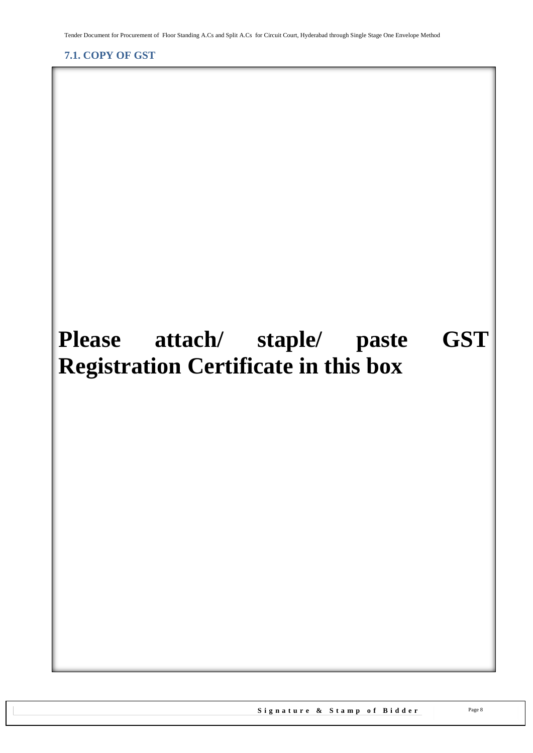### 7.1. COPY OF GST

**Please attach/ staple/ paste GST Registration Certificate in this box**

**Signature & Stamp of Bidder**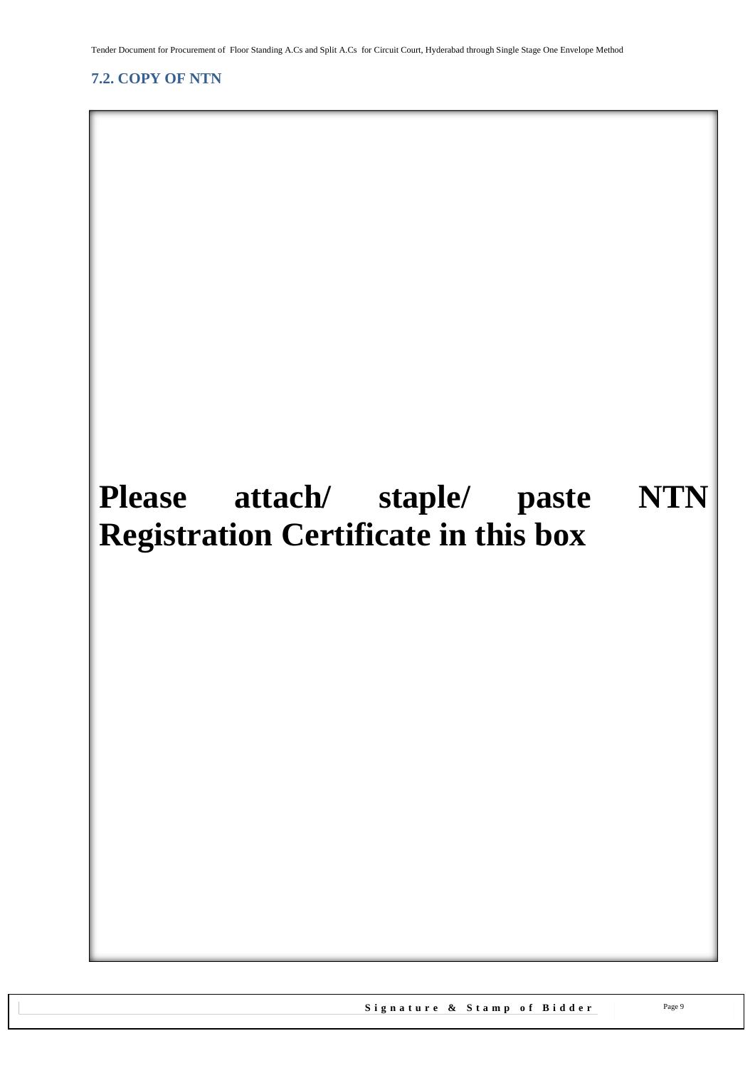## 7.2. COPY OF NTN

**Please attach/ staple/ paste NTN Registration Certificate in this box**

**Signature & Stamp of Bidder**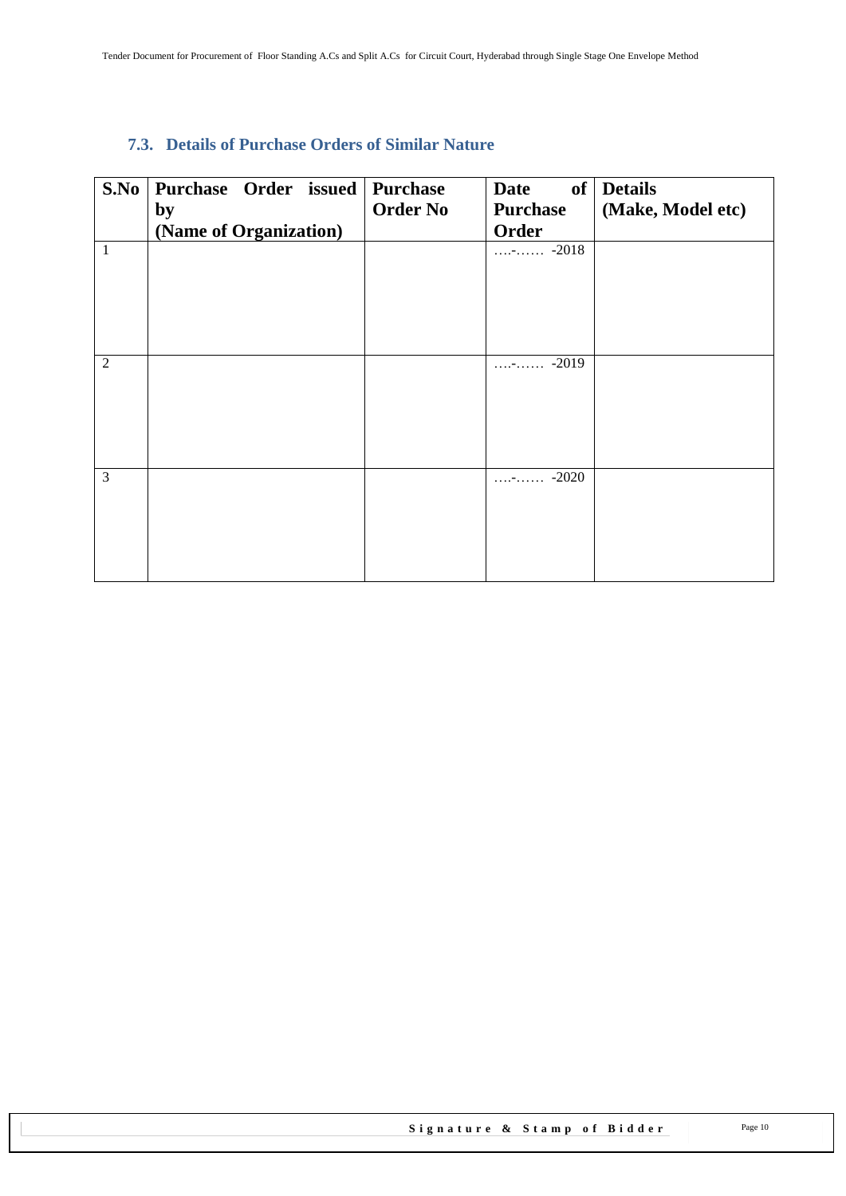### 7.3. Details of Purchase Orders of Similar Nature

| S.No | Purchase Order issued by (Name of Organization) | Purchase Order No | Date of Purchase Order | Details (Make, Model etc) |
|---|---|---|---|---|
| 1 | | | ….-…… -2018 | |
| 2 | | | ….-…… -2019 | |
| 3 | | | ….-…… -2020 | |

**Signature & Stamp of Bidder**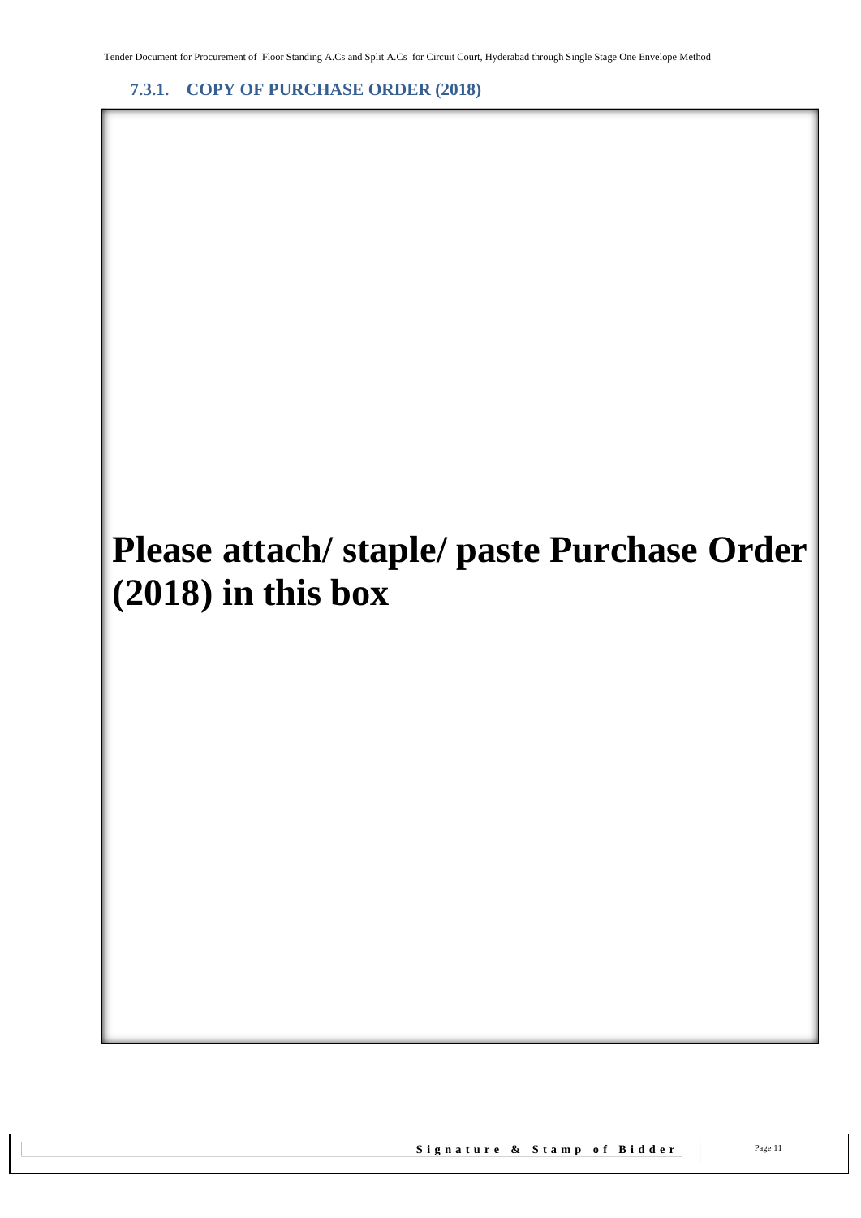### 7.3.1. COPY OF PURCHASE ORDER (2018)

**Please attach/ staple/ paste Purchase Order (2018) in this box**

**Signature & Stamp of Bidder**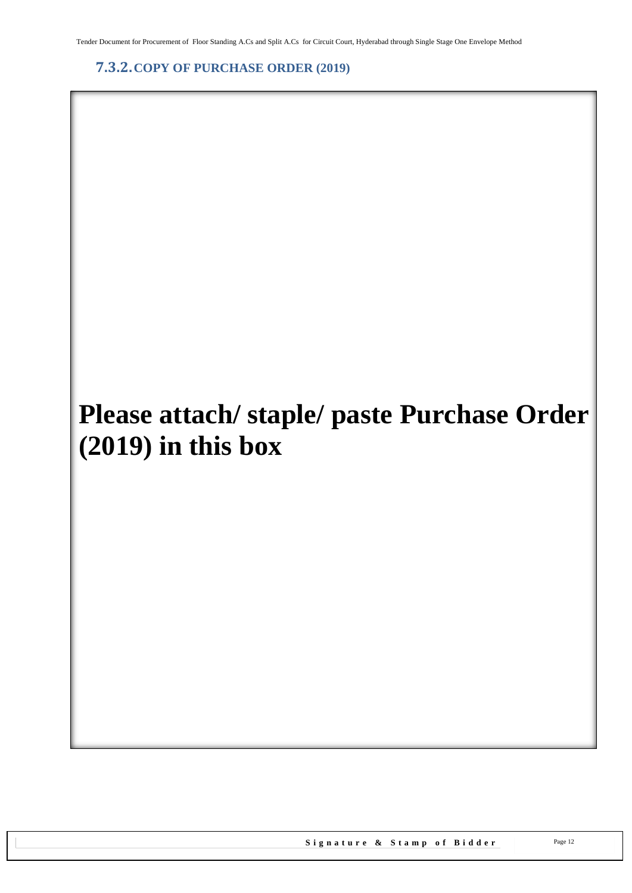### 7.3.2. COPY OF PURCHASE ORDER (2019)

**Please attach/ staple/ paste Purchase Order (2019) in this box**

**Signature & Stamp of Bidder**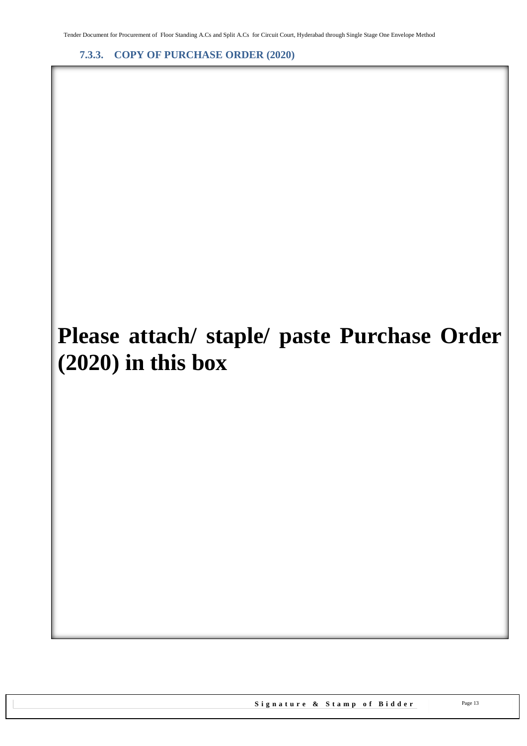### 7.3.3. COPY OF PURCHASE ORDER (2020)

**Please attach/ staple/ paste Purchase Order (2020) in this box**

**Signature & Stamp of Bidder**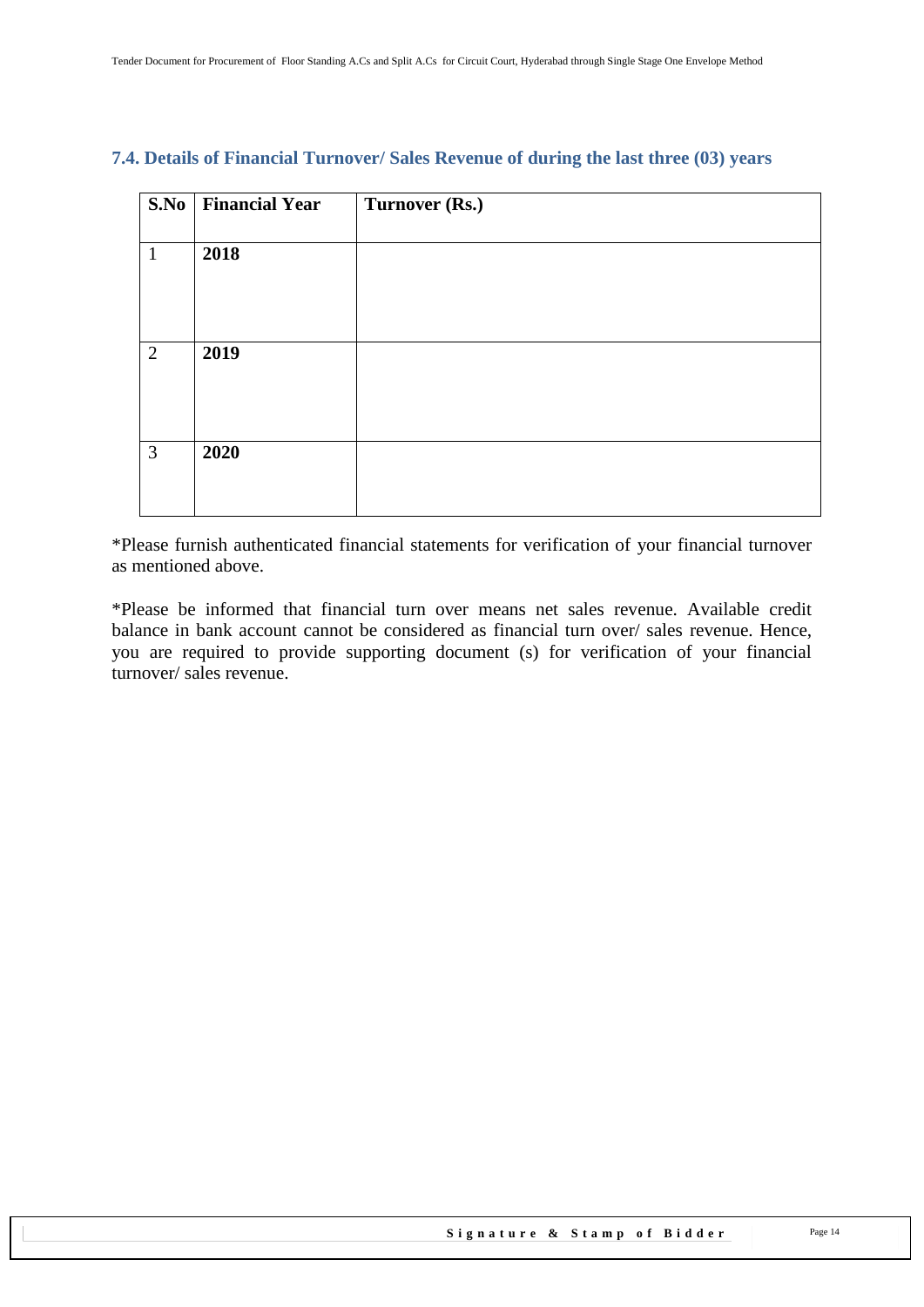### 7.4. Details of Financial Turnover/ Sales Revenue of during the last three (03) years

| S.No | Financial Year | Turnover (Rs.) |
|---|---|---|
| 1 | **2018** | |
| 2 | **2019** | |
| 3 | **2020** | |

*Please furnish authenticated financial statements for verification of your financial turnover as mentioned above.

*Please be informed that financial turn over means net sales revenue. Available credit balance in bank account cannot be considered as financial turn over/ sales revenue. Hence, you are required to provide supporting document (s) for verification of your financial turnover/ sales revenue.

**Signature & Stamp of Bidder**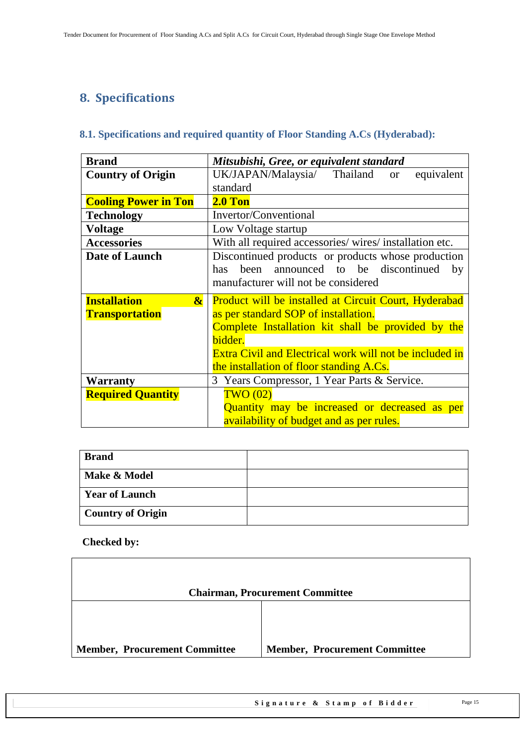## 8. Specifications

### 8.1. Specifications and required quantity of Floor Standing A.Cs (Hyderabad):

| **Brand** | ***Mitsubishi, Gree, or equivalent standard*** |
|---|---|
| **Country of Origin** | UK/JAPAN/Malaysia/ Thailand or equivalent standard |
| **Cooling Power in Ton** | **2.0 Ton** |
| **Technology** | Invertor/Conventional |
| **Voltage** | Low Voltage startup |
| **Accessories** | With all required accessories/ wires/ installation etc. |
| **Date of Launch** | Discontinued products or products whose production has been announced to be discontinued by manufacturer will not be considered |
| **Installation & Transportation** | Product will be installed at Circuit Court, Hyderabad as per standard SOP of installation.<br>Complete Installation kit shall be provided by the bidder.<br>Extra Civil and Electrical work will not be included in the installation of floor standing A.Cs. |
| **Warranty** | 3 Years Compressor, 1 Year Parts & Service. |
| **Required Quantity** | TWO (02)<br>Quantity may be increased or decreased as per availability of budget and as per rules. |

| **Brand** | |
|---|---|
| **Make & Model** | |
| **Year of Launch** | |
| **Country of Origin** | |

**Checked by:**

| **Chairman, Procurement Committee** | |
|---|---|
| **Member, Procurement Committee** | **Member, Procurement Committee** |

**Signature & Stamp of Bidder**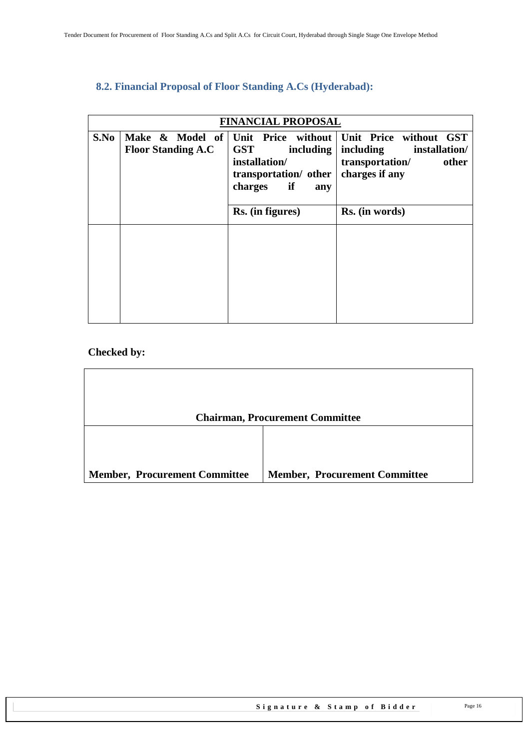## 8.2. Financial Proposal of Floor Standing A.Cs (Hyderabad):

| **FINANCIAL PROPOSAL** | | | |
|---|---|---|---|
| **S.No** | **Make & Model of Floor Standing A.C** | **Unit Price without GST including installation/ transportation/ other charges if any** | **Unit Price without GST including installation/ transportation/ other charges if any** |
| | | **Rs. (in figures)** | **Rs. (in words)** |
| | | | |

**Checked by:**

| **Chairman, Procurement Committee** | |
|---|---|
| **Member, Procurement Committee** | **Member, Procurement Committee** |

**Signature & Stamp of Bidder**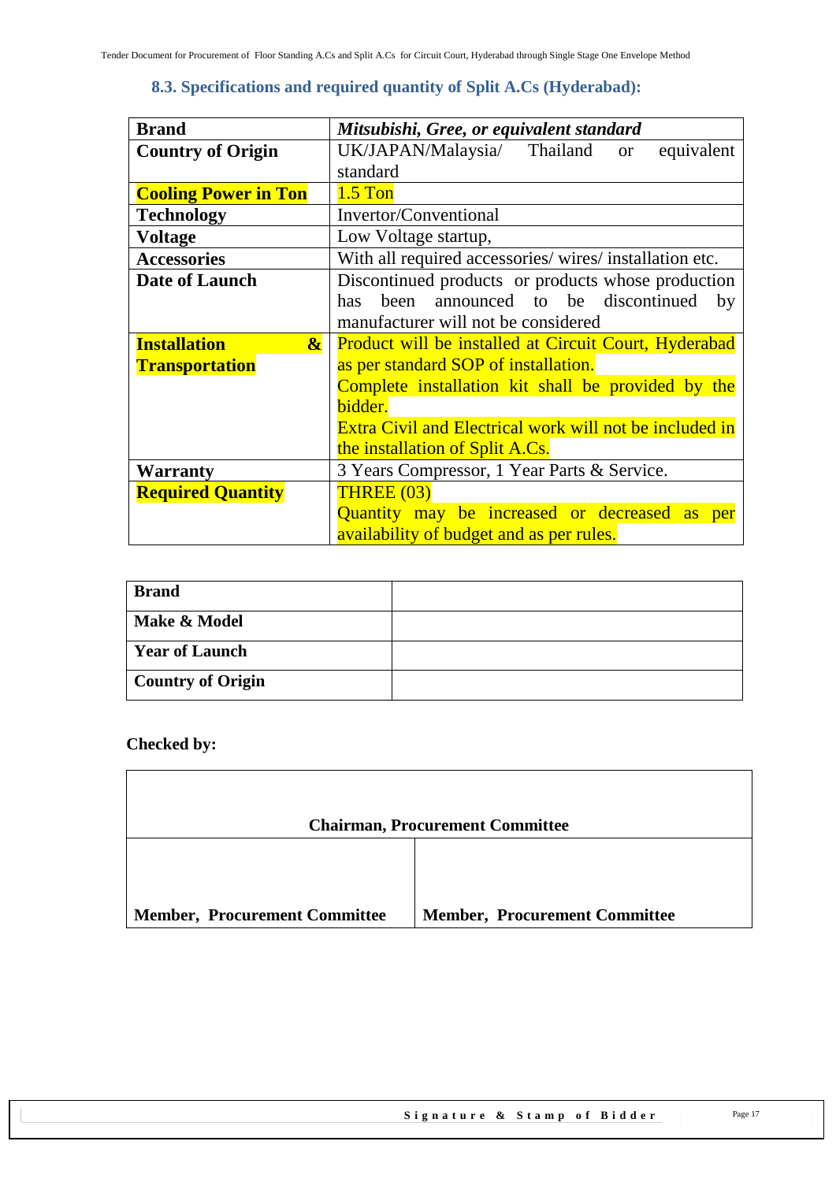### 8.3. Specifications and required quantity of Split A.Cs (Hyderabad):

| **Brand** | ***Mitsubishi, Gree, or equivalent standard*** |
|---|---|
| **Country of Origin** | UK/JAPAN/Malaysia/ Thailand or equivalent standard |
| **Cooling Power in Ton** | 1.5 Ton |
| **Technology** | Invertor/Conventional |
| **Voltage** | Low Voltage startup, |
| **Accessories** | With all required accessories/ wires/ installation etc. |
| **Date of Launch** | Discontinued products or products whose production has been announced to be discontinued by manufacturer will not be considered |
| **Installation & Transportation** | Product will be installed at Circuit Court, Hyderabad as per standard SOP of installation.<br>Complete installation kit shall be provided by the bidder.<br>Extra Civil and Electrical work will not be included in the installation of Split A.Cs. |
| **Warranty** | 3 Years Compressor, 1 Year Parts & Service. |
| **Required Quantity** | THREE (03)<br>Quantity may be increased or decreased as per availability of budget and as per rules. |

| **Brand** | |
|---|---|
| **Make & Model** | |
| **Year of Launch** | |
| **Country of Origin** | |

**Checked by:**

| **Chairman, Procurement Committee** | |
|---|---|
| **Member, Procurement Committee** | **Member, Procurement Committee** |

**Signature & Stamp of Bidder**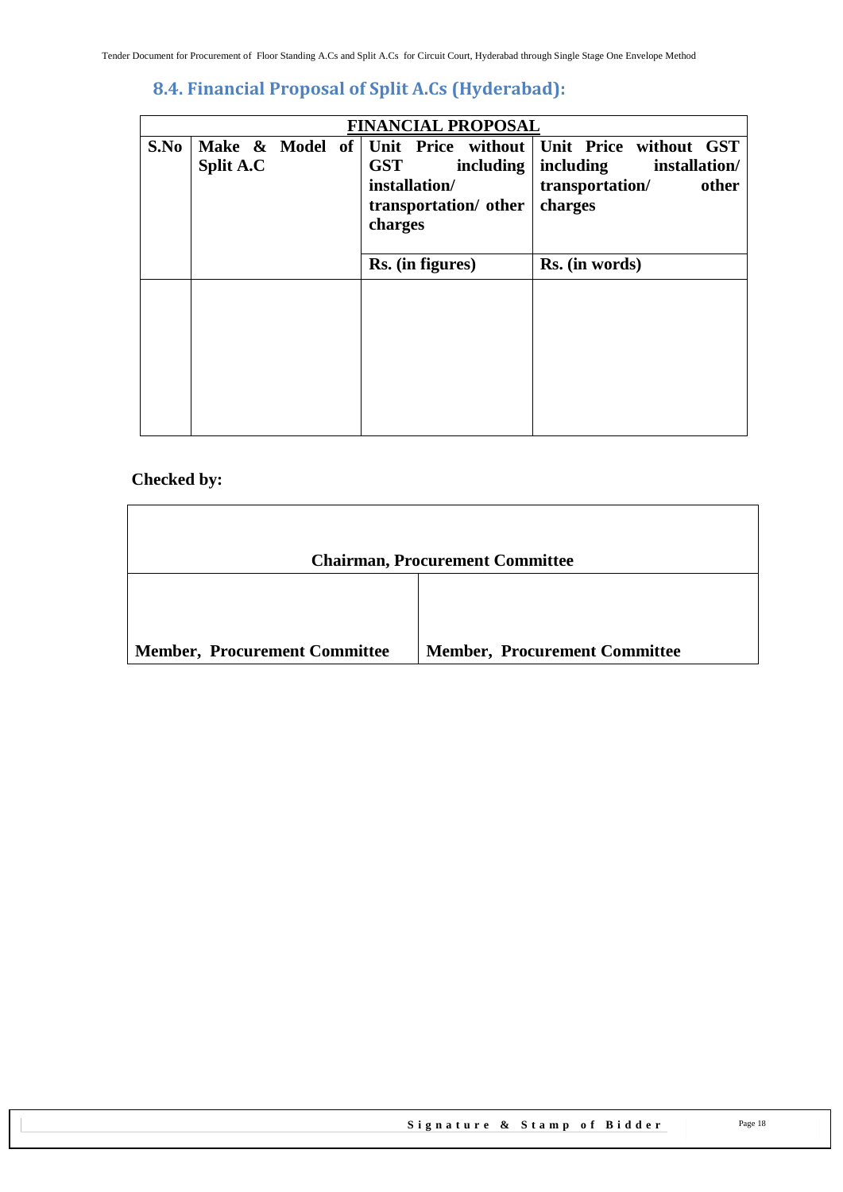## 8.4. Financial Proposal of Split A.Cs (Hyderabad):

| FINANCIAL PROPOSAL | | | |
|---|---|---|---|
| **S.No** | **Make & Model of Split A.C** | **Unit Price without GST including installation/ transportation/ other charges** | **Unit Price without GST including installation/ transportation/ other charges** |
| | | **Rs. (in figures)** | **Rs. (in words)** |
| | | | |

**Checked by:**

| **Chairman, Procurement Committee** | |
|---|---|
| **Member, Procurement Committee** | **Member, Procurement Committee** |

**Signature & Stamp of Bidder**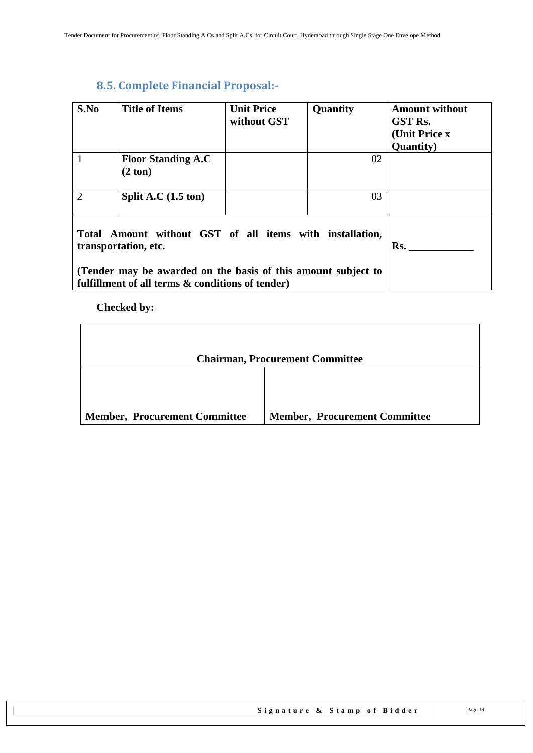## 8.5. Complete Financial Proposal:-

| S.No | Title of Items | Unit Price without GST | Quantity | Amount without GST Rs. (Unit Price x Quantity) |
|---|---|---|---|---|
| 1 | **Floor Standing A.C (2 ton)** | | 02 | |
| 2 | **Split A.C (1.5 ton)** | | 03 | |
| **Total Amount without GST of all items with installation, transportation, etc.** **(Tender may be awarded on the basis of this amount subject to fulfillment of all terms & conditions of tender)** | | | | **Rs. ____________** |

**Checked by:**

| **Chairman, Procurement Committee** | |
|---|---|
| **Member, Procurement Committee** | **Member, Procurement Committee** |

**Signature & Stamp of Bidder**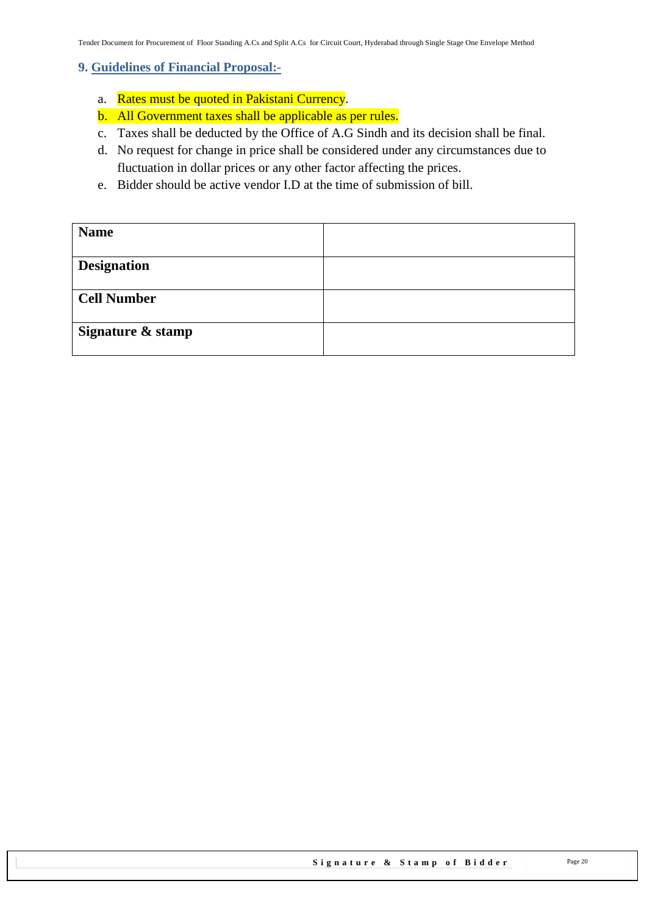## 9. Guidelines of Financial Proposal:-

a. Rates must be quoted in Pakistani Currency.
b. All Government taxes shall be applicable as per rules.
c. Taxes shall be deducted by the Office of A.G Sindh and its decision shall be final.
d. No request for change in price shall be considered under any circumstances due to fluctuation in dollar prices or any other factor affecting the prices.
e. Bidder should be active vendor I.D at the time of submission of bill.

| **Name** | |
|---|---|
| **Designation** | |
| **Cell Number** | |
| **Signature & stamp** | |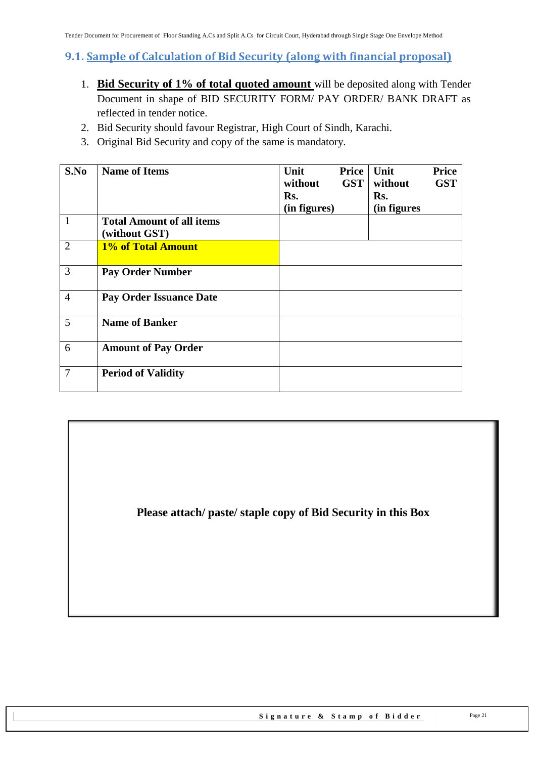## 9.1. Sample of Calculation of Bid Security (along with financial proposal)

1. **Bid Security of 1% of total quoted amount** will be deposited along with Tender Document in shape of BID SECURITY FORM/ PAY ORDER/ BANK DRAFT as reflected in tender notice.
2. Bid Security should favour Registrar, High Court of Sindh, Karachi.
3. Original Bid Security and copy of the same is mandatory.

| S.No | Name of Items | Unit Price without GST Rs. (in figures) | Unit Price without GST Rs. (in figures |
|---|---|---|---|
| 1 | **Total Amount of all items (without GST)** | | |
| 2 | **1% of Total Amount** | | |
| 3 | **Pay Order Number** | | |
| 4 | **Pay Order Issuance Date** | | |
| 5 | **Name of Banker** | | |
| 6 | **Amount of Pay Order** | | |
| 7 | **Period of Validity** | | |

**Please attach/ paste/ staple copy of Bid Security in this Box**

**Signature & Stamp of Bidder**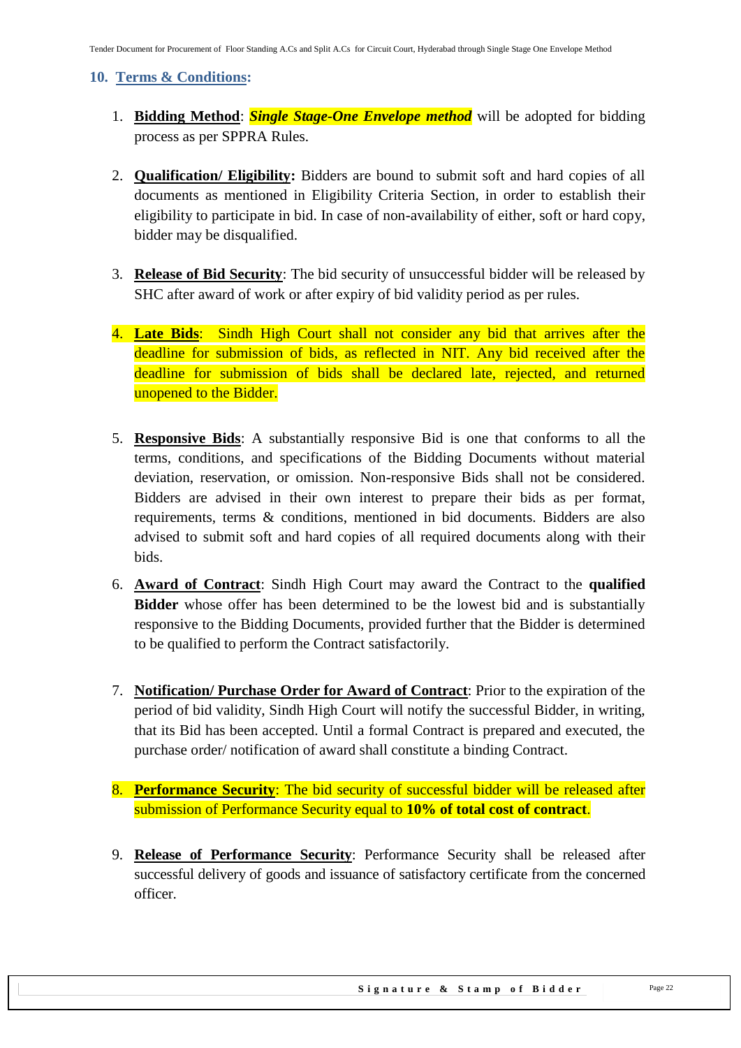## 10. Terms & Conditions:

1. **Bidding Method**: ***Single Stage-One Envelope method*** will be adopted for bidding process as per SPPRA Rules.

2. **Qualification/ Eligibility:** Bidders are bound to submit soft and hard copies of all documents as mentioned in Eligibility Criteria Section, in order to establish their eligibility to participate in bid. In case of non-availability of either, soft or hard copy, bidder may be disqualified.

3. **Release of Bid Security**: The bid security of unsuccessful bidder will be released by SHC after award of work or after expiry of bid validity period as per rules.

4. **Late Bids**: Sindh High Court shall not consider any bid that arrives after the deadline for submission of bids, as reflected in NIT. Any bid received after the deadline for submission of bids shall be declared late, rejected, and returned unopened to the Bidder.

5. **Responsive Bids**: A substantially responsive Bid is one that conforms to all the terms, conditions, and specifications of the Bidding Documents without material deviation, reservation, or omission. Non-responsive Bids shall not be considered. Bidders are advised in their own interest to prepare their bids as per format, requirements, terms & conditions, mentioned in bid documents. Bidders are also advised to submit soft and hard copies of all required documents along with their bids.

6. **Award of Contract**: Sindh High Court may award the Contract to the **qualified Bidder** whose offer has been determined to be the lowest bid and is substantially responsive to the Bidding Documents, provided further that the Bidder is determined to be qualified to perform the Contract satisfactorily.

7. **Notification/ Purchase Order for Award of Contract**: Prior to the expiration of the period of bid validity, Sindh High Court will notify the successful Bidder, in writing, that its Bid has been accepted. Until a formal Contract is prepared and executed, the purchase order/ notification of award shall constitute a binding Contract.

8. **Performance Security**: The bid security of successful bidder will be released after submission of Performance Security equal to **10% of total cost of contract**.

9. **Release of Performance Security**: Performance Security shall be released after successful delivery of goods and issuance of satisfactory certificate from the concerned officer.

**Signature & Stamp of Bidder**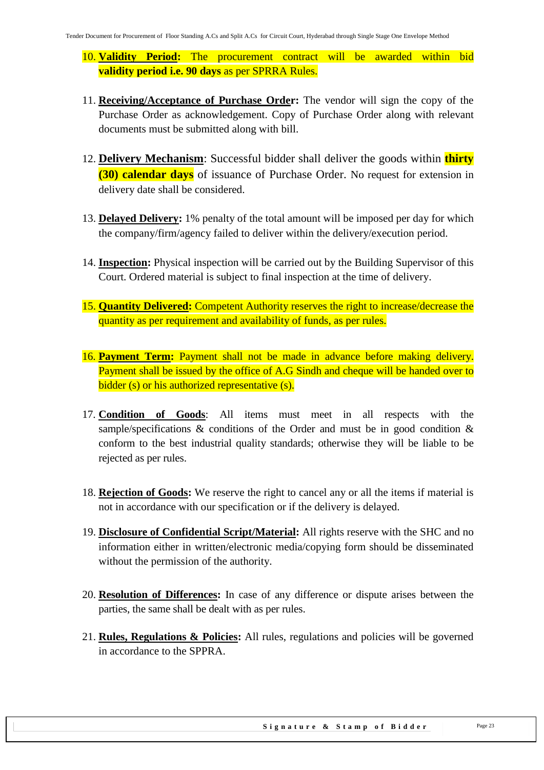10. **Validity Period:** The procurement contract will be awarded within bid **validity period i.e. 90 days** as per SPRRA Rules.

11. **Receiving/Acceptance of Purchase Order:** The vendor will sign the copy of the Purchase Order as acknowledgement. Copy of Purchase Order along with relevant documents must be submitted along with bill.

12. **Delivery Mechanism**: Successful bidder shall deliver the goods within **thirty (30) calendar days** of issuance of Purchase Order. No request for extension in delivery date shall be considered.

13. **Delayed Delivery:** 1% penalty of the total amount will be imposed per day for which the company/firm/agency failed to deliver within the delivery/execution period.

14. **Inspection:** Physical inspection will be carried out by the Building Supervisor of this Court. Ordered material is subject to final inspection at the time of delivery.

15. **Quantity Delivered:** Competent Authority reserves the right to increase/decrease the quantity as per requirement and availability of funds, as per rules.

16. **Payment Term:** Payment shall not be made in advance before making delivery. Payment shall be issued by the office of A.G Sindh and cheque will be handed over to bidder (s) or his authorized representative (s).

17. **Condition of Goods**: All items must meet in all respects with the sample/specifications & conditions of the Order and must be in good condition & conform to the best industrial quality standards; otherwise they will be liable to be rejected as per rules.

18. **Rejection of Goods:** We reserve the right to cancel any or all the items if material is not in accordance with our specification or if the delivery is delayed.

19. **Disclosure of Confidential Script/Material:** All rights reserve with the SHC and no information either in written/electronic media/copying form should be disseminated without the permission of the authority.

20. **Resolution of Differences:** In case of any difference or dispute arises between the parties, the same shall be dealt with as per rules.

21. **Rules, Regulations & Policies:** All rules, regulations and policies will be governed in accordance to the SPPRA.

**Signature & Stamp of Bidder**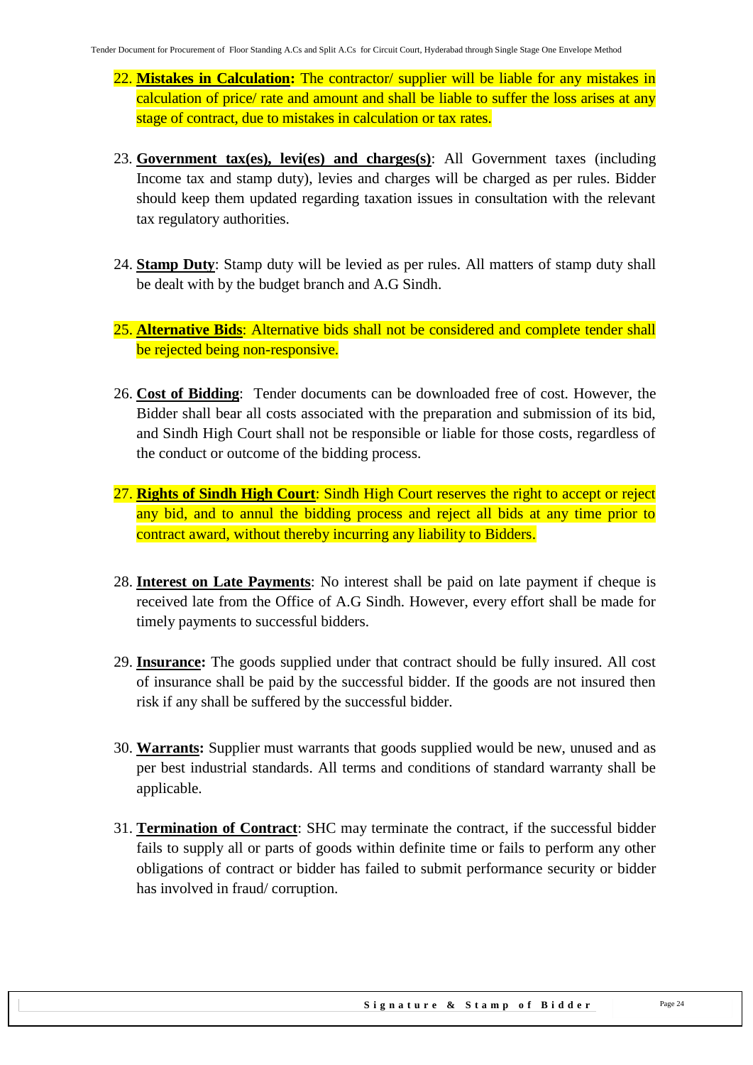22. **Mistakes in Calculation:** The contractor/ supplier will be liable for any mistakes in calculation of price/ rate and amount and shall be liable to suffer the loss arises at any stage of contract, due to mistakes in calculation or tax rates.

23. **Government tax(es), levi(es) and charges(s)**: All Government taxes (including Income tax and stamp duty), levies and charges will be charged as per rules. Bidder should keep them updated regarding taxation issues in consultation with the relevant tax regulatory authorities.

24. **Stamp Duty**: Stamp duty will be levied as per rules. All matters of stamp duty shall be dealt with by the budget branch and A.G Sindh.

25. **Alternative Bids**: Alternative bids shall not be considered and complete tender shall be rejected being non-responsive.

26. **Cost of Bidding**: Tender documents can be downloaded free of cost. However, the Bidder shall bear all costs associated with the preparation and submission of its bid, and Sindh High Court shall not be responsible or liable for those costs, regardless of the conduct or outcome of the bidding process.

27. **Rights of Sindh High Court**: Sindh High Court reserves the right to accept or reject any bid, and to annul the bidding process and reject all bids at any time prior to contract award, without thereby incurring any liability to Bidders.

28. **Interest on Late Payments**: No interest shall be paid on late payment if cheque is received late from the Office of A.G Sindh. However, every effort shall be made for timely payments to successful bidders.

29. **Insurance:** The goods supplied under that contract should be fully insured. All cost of insurance shall be paid by the successful bidder. If the goods are not insured then risk if any shall be suffered by the successful bidder.

30. **Warrants:** Supplier must warrants that goods supplied would be new, unused and as per best industrial standards. All terms and conditions of standard warranty shall be applicable.

31. **Termination of Contract**: SHC may terminate the contract, if the successful bidder fails to supply all or parts of goods within definite time or fails to perform any other obligations of contract or bidder has failed to submit performance security or bidder has involved in fraud/ corruption.

Signature & Stamp of Bidder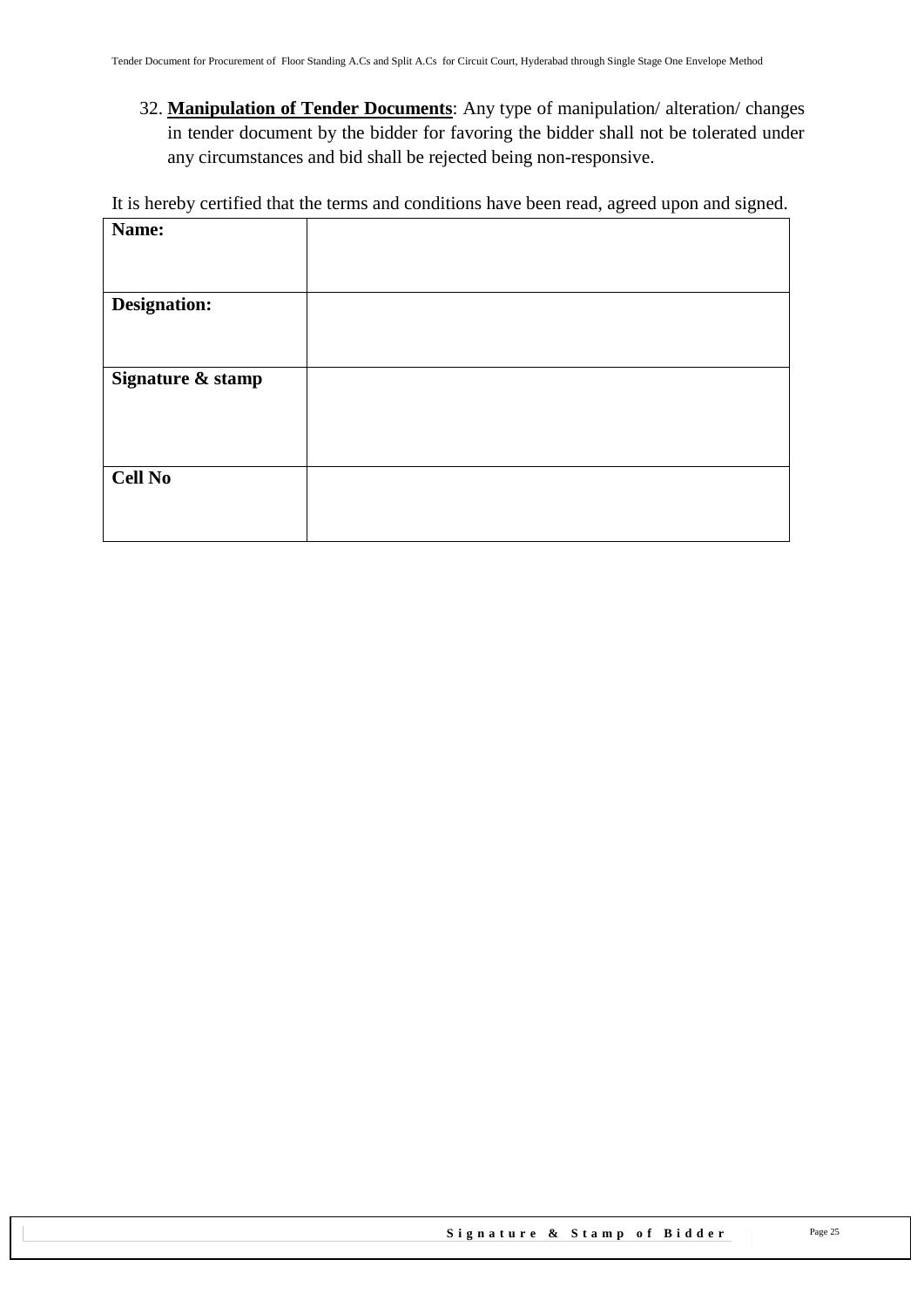32. **Manipulation of Tender Documents**: Any type of manipulation/ alteration/ changes in tender document by the bidder for favoring the bidder shall not be tolerated under any circumstances and bid shall be rejected being non-responsive.

It is hereby certified that the terms and conditions have been read, agreed upon and signed.

| **Name:** | |
|---|---|
| **Designation:** | |
| **Signature & stamp** | |
| **Cell No** | |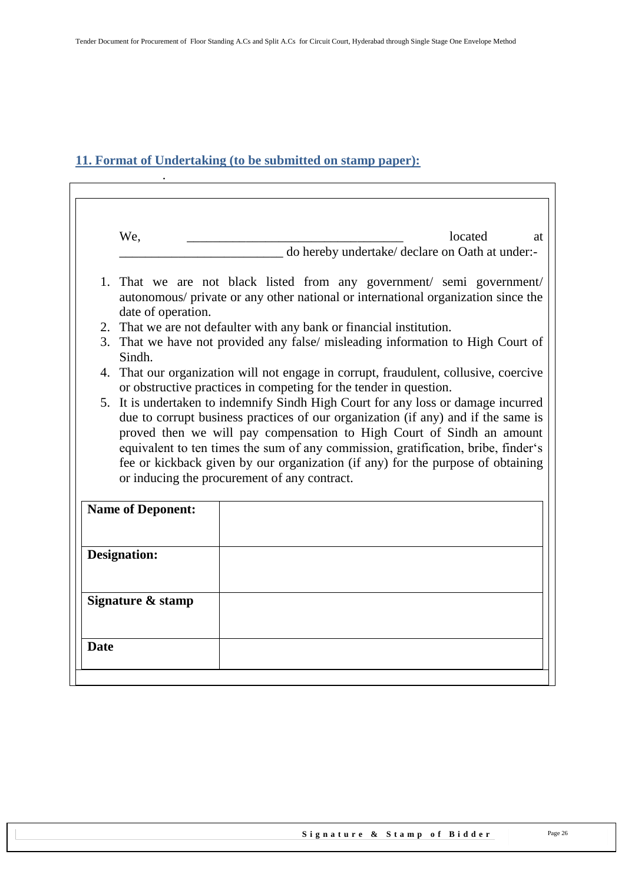## 11. Format of Undertaking (to be submitted on stamp paper):

We, ________________________________ located at ________________________ do hereby undertake/ declare on Oath at under:-

1. That we are not black listed from any government/ semi government/ autonomous/ private or any other national or international organization since the date of operation.
2. That we are not defaulter with any bank or financial institution.
3. That we have not provided any false/ misleading information to High Court of Sindh.
4. That our organization will not engage in corrupt, fraudulent, collusive, coercive or obstructive practices in competing for the tender in question.
5. It is undertaken to indemnify Sindh High Court for any loss or damage incurred due to corrupt business practices of our organization (if any) and if the same is proved then we will pay compensation to High Court of Sindh an amount equivalent to ten times the sum of any commission, gratification, bribe, finder's fee or kickback given by our organization (if any) for the purpose of obtaining or inducing the procurement of any contract.

| **Name of Deponent:** | |
|---|---|
| **Designation:** | |
| **Signature & stamp** | |
| **Date** | |

**Signature & Stamp of Bidder**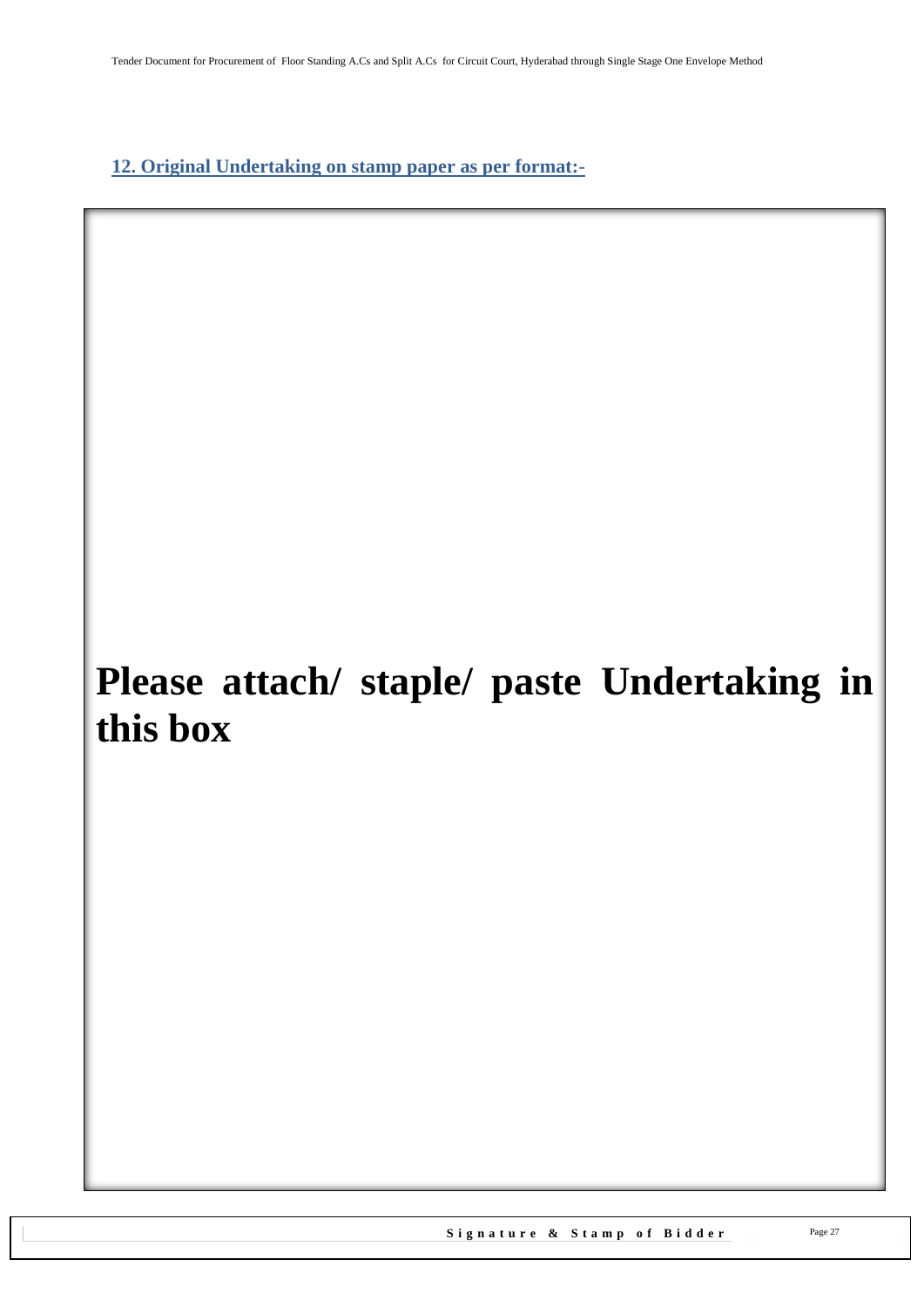## 12. Original Undertaking on stamp paper as per format:-

**Please attach/ staple/ paste Undertaking in this box**

**Signature & Stamp of Bidder**